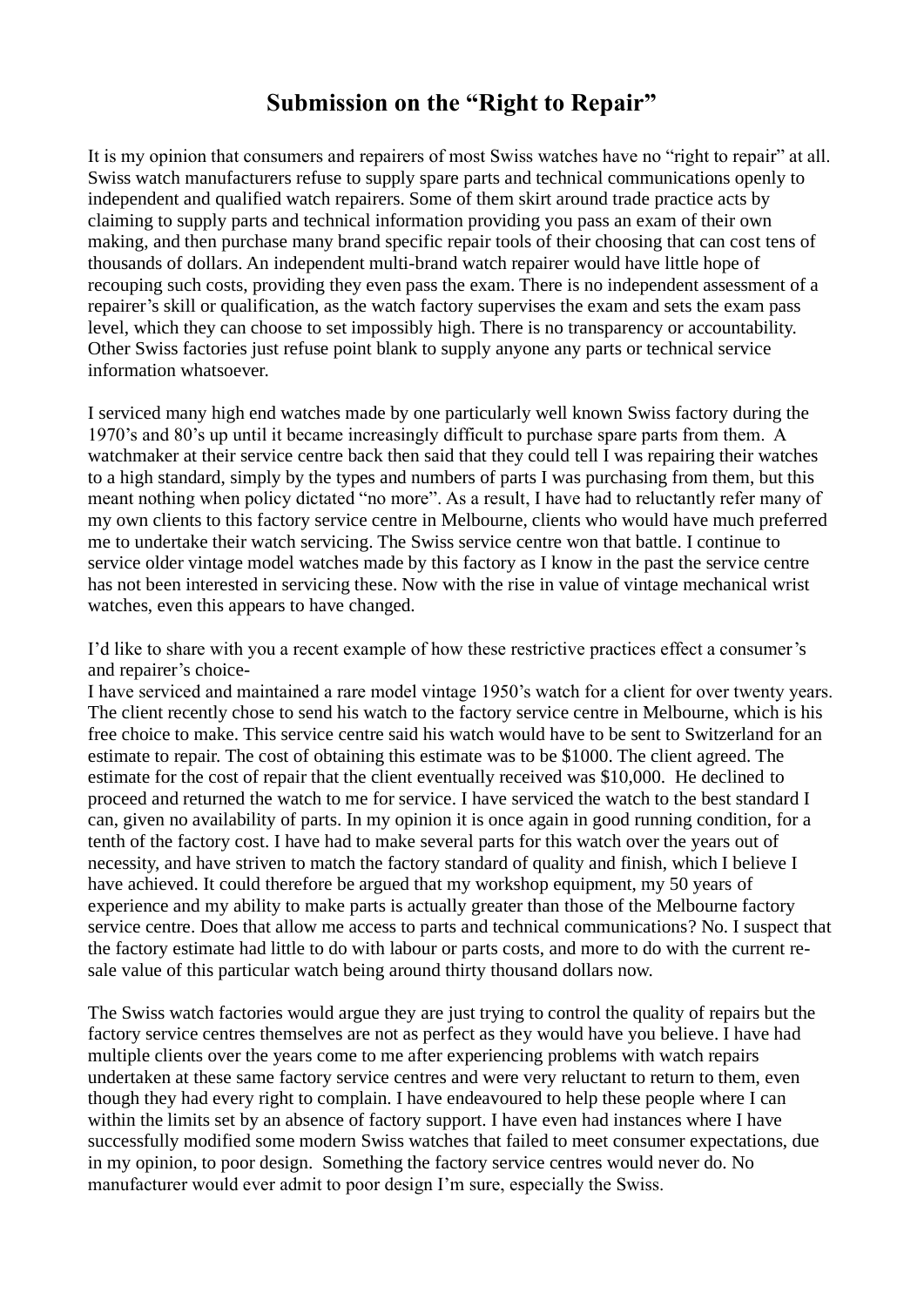# Submission on the "Right to Repair"

It is my opinion that consumers and repairers of most Swiss watches have no "right to repair" at all. Swiss watch manufacturers refuse to supply spare parts and technical communications openly to independent and qualified watch repairers. Some of them skirt around trade practice acts by claiming to supply parts and technical information providing you pass an exam of their own making, and then purchase many brand specific repair tools of their choosing that can cost tens of thousands of dollars. An independent multi-brand watch repairer would have little hope of recouping such costs, providing they even pass the exam. There is no independent assessment of a repairer's skill or qualification, as the watch factory supervises the exam and sets the exam pass level, which they can choose to set impossibly high. There is no transparency or accountability. Other Swiss factories just refuse point blank to supply anyone any parts or technical service information whatsoever.

I serviced many high end watches made by one particularly well known Swiss factory during the 1970's and 80's up until it became increasingly difficult to purchase spare parts from them. A watchmaker at their service centre back then said that they could tell I was repairing their watches to a high standard, simply by the types and numbers of parts I was purchasing from them, but this meant nothing when policy dictated "no more". As a result, I have had to reluctantly refer many of my own clients to this factory service centre in Melbourne, clients who would have much preferred me to undertake their watch servicing. The Swiss service centre won that battle. I continue to service older vintage model watches made by this factory as I know in the past the service centre has not been interested in servicing these. Now with the rise in value of vintage mechanical wrist watches, even this appears to have changed.

I'd like to share with you a recent example of how these restrictive practices effect a consumer's and repairer's choice-

I have serviced and maintained a rare model vintage 1950's watch for a client for over twenty years. The client recently chose to send his watch to the factory service centre in Melbourne, which is his free choice to make. This service centre said his watch would have to be sent to Switzerland for an estimate to repair. The cost of obtaining this estimate was to be $1000. The client agreed. The estimate for the cost of repair that the client eventually received was $10,000. He declined to proceed and returned the watch to me for service. I have serviced the watch to the best standard I can, given no availability of parts. In my opinion it is once again in good running condition, for a tenth of the factory cost. I have had to make several parts for this watch over the years out of necessity, and have striven to match the factory standard of quality and finish, which I believe I have achieved. It could therefore be argued that my workshop equipment, my 50 years of experience and my ability to make parts is actually greater than those of the Melbourne factory service centre. Does that allow me access to parts and technical communications? No. I suspect that the factory estimate had little to do with labour or parts costs, and more to do with the current re-sale value of this particular watch being around thirty thousand dollars now.

The Swiss watch factories would argue they are just trying to control the quality of repairs but the factory service centres themselves are not as perfect as they would have you believe. I have had multiple clients over the years come to me after experiencing problems with watch repairs undertaken at these same factory service centres and were very reluctant to return to them, even though they had every right to complain. I have endeavoured to help these people where I can within the limits set by an absence of factory support. I have even had instances where I have successfully modified some modern Swiss watches that failed to meet consumer expectations, due in my opinion, to poor design. Something the factory service centres would never do. No manufacturer would ever admit to poor design I'm sure, especially the Swiss.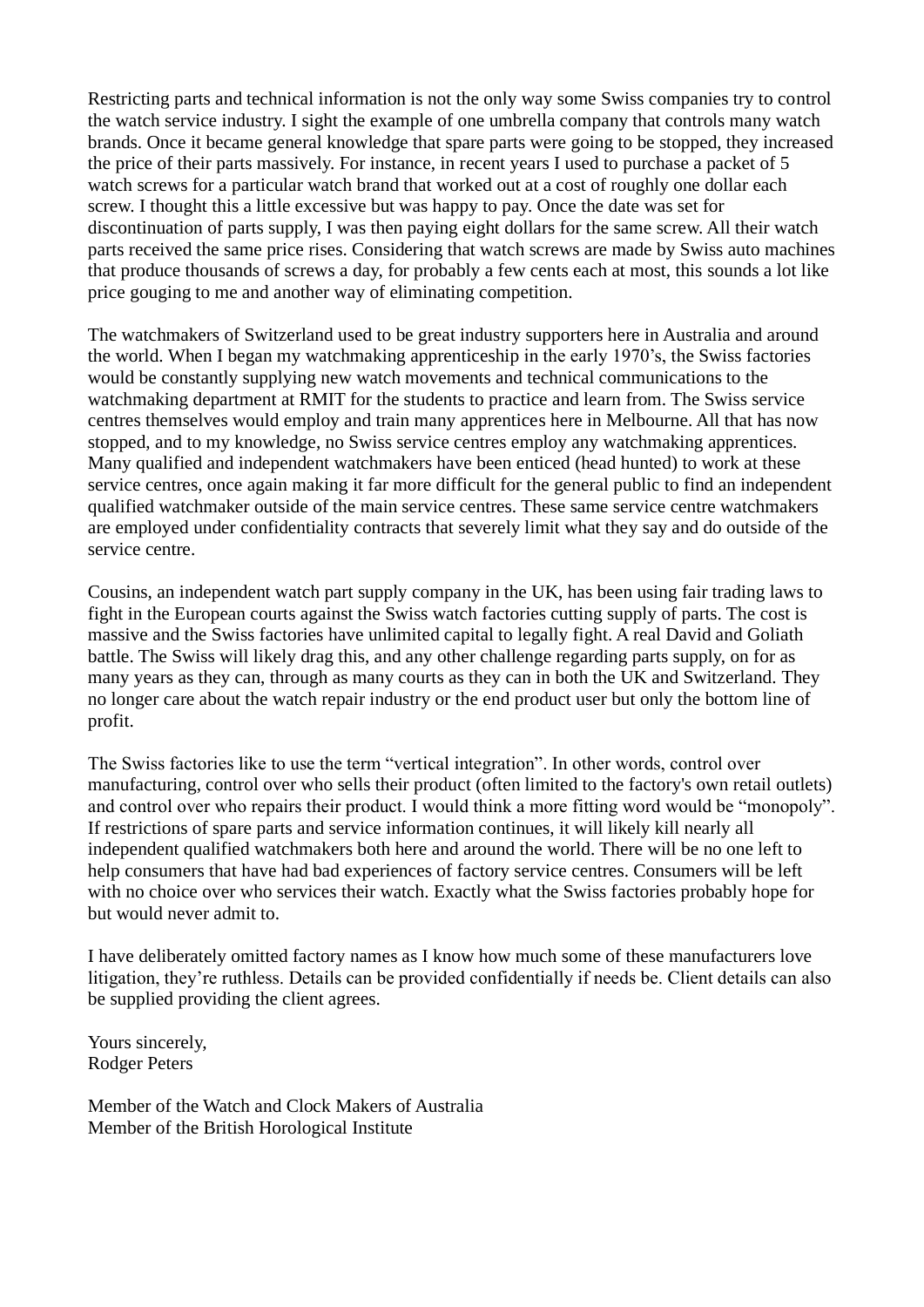Restricting parts and technical information is not the only way some Swiss companies try to control the watch service industry. I sight the example of one umbrella company that controls many watch brands. Once it became general knowledge that spare parts were going to be stopped, they increased the price of their parts massively. For instance, in recent years I used to purchase a packet of 5 watch screws for a particular watch brand that worked out at a cost of roughly one dollar each screw. I thought this a little excessive but was happy to pay. Once the date was set for discontinuation of parts supply, I was then paying eight dollars for the same screw. All their watch parts received the same price rises. Considering that watch screws are made by Swiss auto machines that produce thousands of screws a day, for probably a few cents each at most, this sounds a lot like price gouging to me and another way of eliminating competition.

The watchmakers of Switzerland used to be great industry supporters here in Australia and around the world. When I began my watchmaking apprenticeship in the early 1970's, the Swiss factories would be constantly supplying new watch movements and technical communications to the watchmaking department at RMIT for the students to practice and learn from. The Swiss service centres themselves would employ and train many apprentices here in Melbourne. All that has now stopped, and to my knowledge, no Swiss service centres employ any watchmaking apprentices. Many qualified and independent watchmakers have been enticed (head hunted) to work at these service centres, once again making it far more difficult for the general public to find an independent qualified watchmaker outside of the main service centres. These same service centre watchmakers are employed under confidentiality contracts that severely limit what they say and do outside of the service centre.

Cousins, an independent watch part supply company in the UK, has been using fair trading laws to fight in the European courts against the Swiss watch factories cutting supply of parts. The cost is massive and the Swiss factories have unlimited capital to legally fight. A real David and Goliath battle. The Swiss will likely drag this, and any other challenge regarding parts supply, on for as many years as they can, through as many courts as they can in both the UK and Switzerland. They no longer care about the watch repair industry or the end product user but only the bottom line of profit.

The Swiss factories like to use the term "vertical integration". In other words, control over manufacturing, control over who sells their product (often limited to the factory's own retail outlets) and control over who repairs their product. I would think a more fitting word would be "monopoly". If restrictions of spare parts and service information continues, it will likely kill nearly all independent qualified watchmakers both here and around the world. There will be no one left to help consumers that have had bad experiences of factory service centres. Consumers will be left with no choice over who services their watch. Exactly what the Swiss factories probably hope for but would never admit to.

I have deliberately omitted factory names as I know how much some of these manufacturers love litigation, they're ruthless. Details can be provided confidentially if needs be. Client details can also be supplied providing the client agrees.

Yours sincerely,
Rodger Peters

Member of the Watch and Clock Makers of Australia
Member of the British Horological Institute